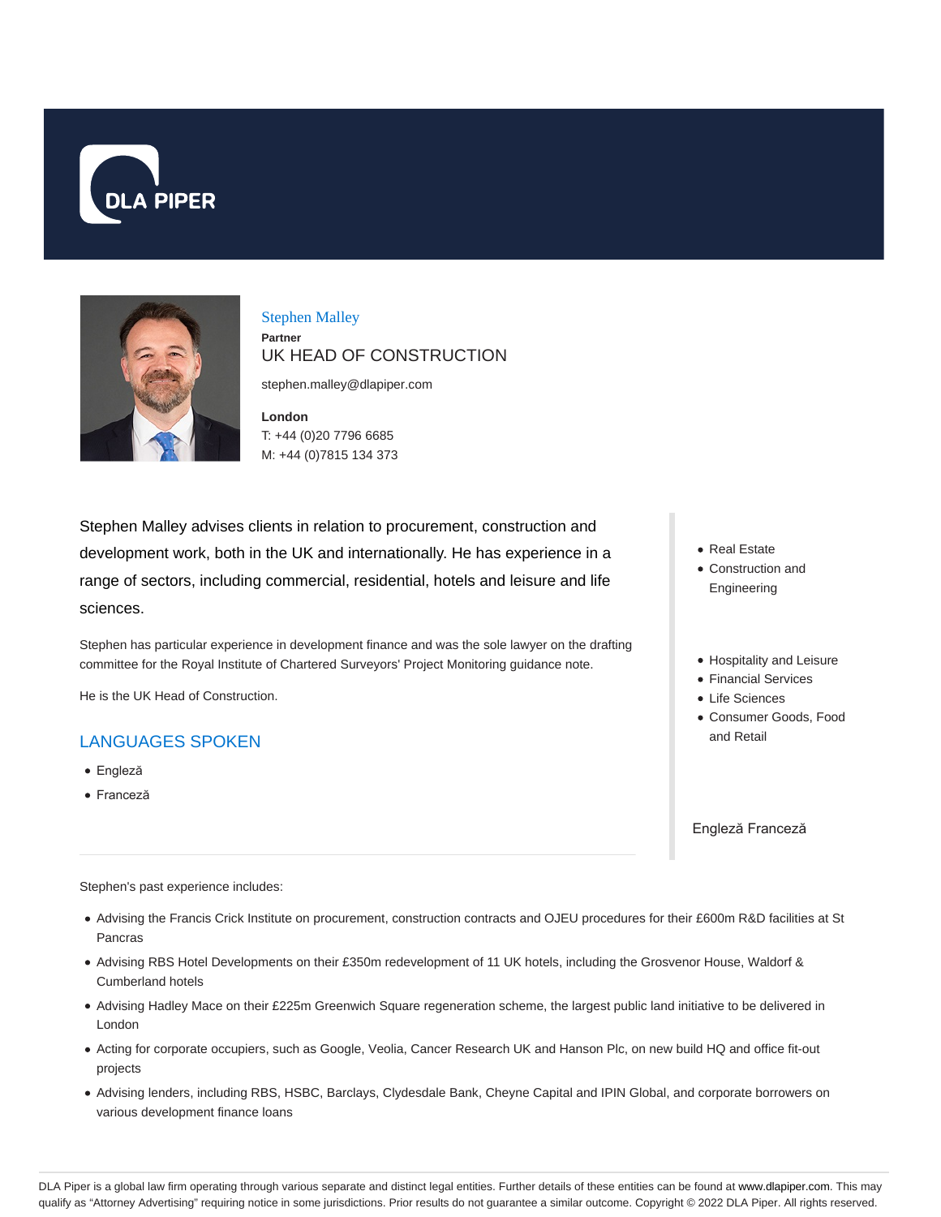DLA PIPER

Stephen Malley

**Partner**

UK HEAD OF CONSTRUCTION

stephen.malley@dlapiper.com

**London**

T: +44 (0)20 7796 6685

M: +44 (0)7815 134 373

Stephen Malley advises clients in relation to procurement, construction and development work, both in the UK and internationally. He has experience in a range of sectors, including commercial, residential, hotels and leisure and life sciences.

Stephen has particular experience in development finance and was the sole lawyer on the drafting committee for the Royal Institute of Chartered Surveyors' Project Monitoring guidance note.

He is the UK Head of Construction.

## LANGUAGES SPOKEN

- Engleză
- Franceză

- Real Estate
- Construction and Engineering

- Hospitality and Leisure
- Financial Services
- Life Sciences
- Consumer Goods, Food and Retail

Engleză Franceză

Stephen's past experience includes:

- Advising the Francis Crick Institute on procurement, construction contracts and OJEU procedures for their £600m R&D facilities at St Pancras
- Advising RBS Hotel Developments on their £350m redevelopment of 11 UK hotels, including the Grosvenor House, Waldorf & Cumberland hotels
- Advising Hadley Mace on their £225m Greenwich Square regeneration scheme, the largest public land initiative to be delivered in London
- Acting for corporate occupiers, such as Google, Veolia, Cancer Research UK and Hanson Plc, on new build HQ and office fit-out projects
- Advising lenders, including RBS, HSBC, Barclays, Clydesdale Bank, Cheyne Capital and IPIN Global, and corporate borrowers on various development finance loans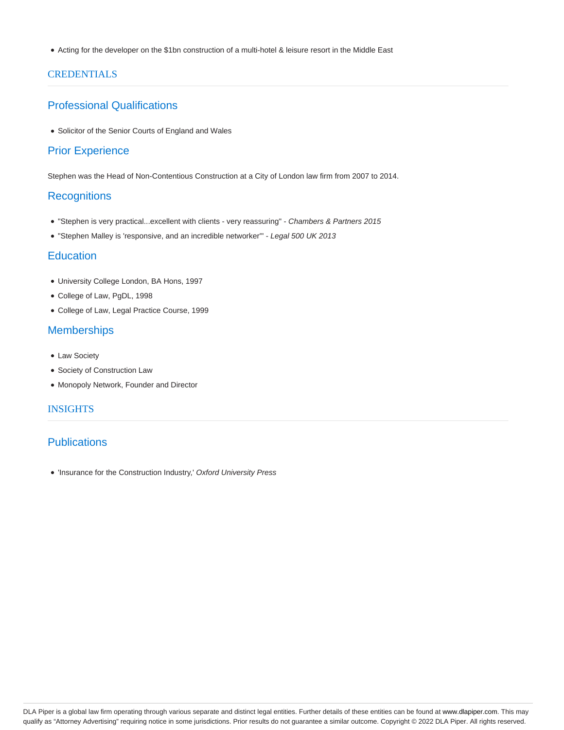- Acting for the developer on the $1bn construction of a multi-hotel & leisure resort in the Middle East

## CREDENTIALS

### Professional Qualifications

- Solicitor of the Senior Courts of England and Wales

### Prior Experience

Stephen was the Head of Non-Contentious Construction at a City of London law firm from 2007 to 2014.

### Recognitions

- "Stephen is very practical...excellent with clients - very reassuring" - *Chambers & Partners 2015*
- "Stephen Malley is 'responsive, and an incredible networker'" - *Legal 500 UK 2013*

### Education

- University College London, BA Hons, 1997
- College of Law, PgDL, 1998
- College of Law, Legal Practice Course, 1999

### Memberships

- Law Society
- Society of Construction Law
- Monopoly Network, Founder and Director

## INSIGHTS

### Publications

- 'Insurance for the Construction Industry,' *Oxford University Press*

DLA Piper is a global law firm operating through various separate and distinct legal entities. Further details of these entities can be found at www.dlapiper.com. This may qualify as "Attorney Advertising" requiring notice in some jurisdictions. Prior results do not guarantee a similar outcome. Copyright © 2022 DLA Piper. All rights reserved.